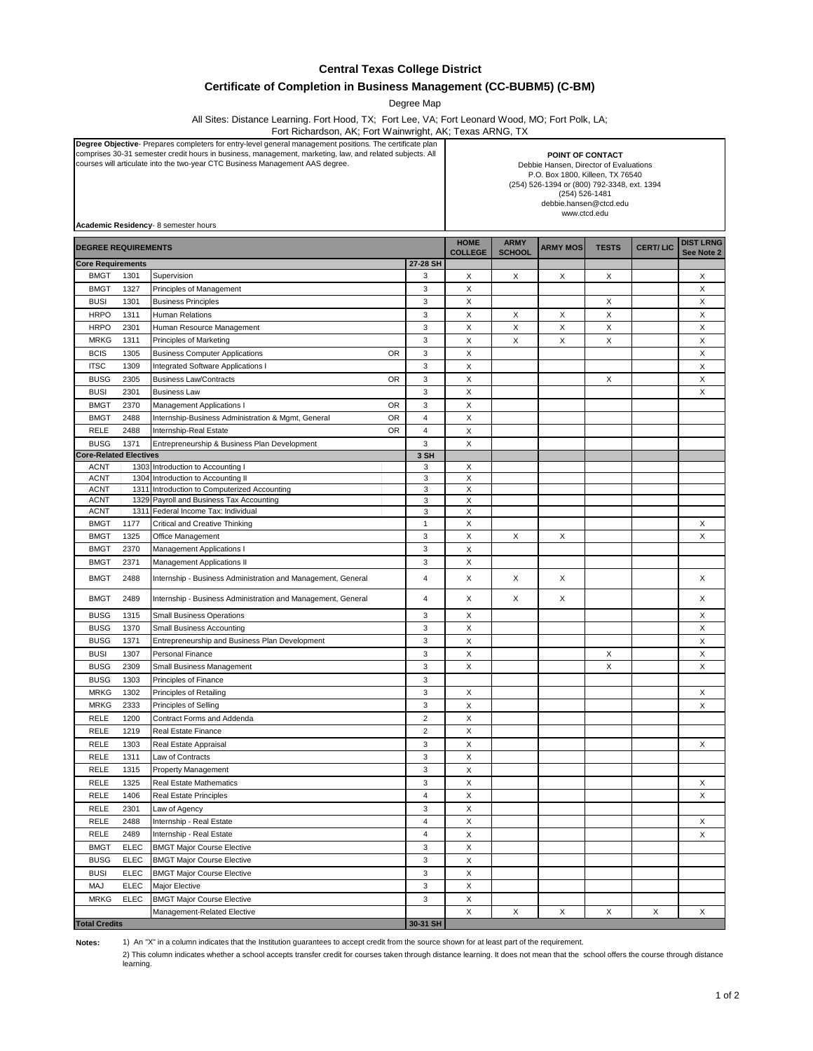# Central Texas College District

## Certificate of Completion in Business Management (CC-BUBM5) (C-BM)

Degree Map

All Sites: Distance Learning. Fort Hood, TX; Fort Lee, VA; Fort Leonard Wood, MO; Fort Polk, LA; Fort Richardson, AK; Fort Wainwright, AK; Texas ARNG, TX

**Degree Objective**- Prepares completers for entry-level general management positions. The certificate plan comprises 30-31 semester credit hours in business, management, marketing, law, and related subjects. All courses will articulate into the two-year CTC Business Management AAS degree.

**Academic Residency**- 8 semester hours

**POINT OF CONTACT**
Debbie Hansen, Director of Evaluations
P.O. Box 1800, Killeen, TX 76540
(254) 526-1394 or (800) 792-3348, ext. 1394
(254) 526-1481
debbie.hansen@ctcd.edu
www.ctcd.edu

| DEGREE REQUIREMENTS | | | | | HOME COLLEGE | ARMY SCHOOL | ARMY MOS | TESTS | CERT/ LIC | DIST LRNG See Note 2 |
|---|---|---|---|---|---|---|---|---|---|---|
| **Core Requirements** | | | | 27-28 SH | | | | | | |
| BMGT | 1301 | Supervision | | 3 | X | X | X | X | | X |
| BMGT | 1327 | Principles of Management | | 3 | X | | | | | X |
| BUSI | 1301 | Business Principles | | 3 | X | | | X | | X |
| HRPO | 1311 | Human Relations | | 3 | X | X | X | X | | X |
| HRPO | 2301 | Human Resource Management | | 3 | X | X | X | X | | X |
| MRKG | 1311 | Principles of Marketing | | 3 | X | X | X | X | | X |
| BCIS | 1305 | Business Computer Applications | OR | 3 | X | | | | | X |
| ITSC | 1309 | Integrated Software Applications I | | 3 | X | | | | | X |
| BUSG | 2305 | Business Law/Contracts | OR | 3 | X | | | X | | X |
| BUSI | 2301 | Business Law | | 3 | X | | | | | X |
| BMGT | 2370 | Management Applications I | OR | 3 | X | | | | | |
| BMGT | 2488 | Internship-Business Administration & Mgmt, General | OR | 4 | X | | | | | |
| RELE | 2488 | Internship-Real Estate | OR | 4 | X | | | | | |
| BUSG | 1371 | Entrepreneurship & Business Plan Development | | 3 | X | | | | | |
| **Core-Related Electives** | | | | 3 SH | | | | | | |
| ACNT | 1303 | Introduction to Accounting I | | 3 | X | | | | | |
| ACNT | 1304 | Introduction to Accounting II | | 3 | X | | | | | |
| ACNT | 1311 | Introduction to Computerized Accounting | | 3 | X | | | | | |
| ACNT | 1329 | Payroll and Business Tax Accounting | | 3 | X | | | | | |
| ACNT | 1311 | Federal Income Tax: Individual | | 3 | X | | | | | |
| BMGT | 1177 | Critical and Creative Thinking | | 1 | X | | | | | X |
| BMGT | 1325 | Office Management | | 3 | X | X | X | | | X |
| BMGT | 2370 | Management Applications I | | 3 | X | | | | | |
| BMGT | 2371 | Management Applications II | | 3 | X | | | | | |
| BMGT | 2488 | Internship - Business Administration and Management, General | | 4 | X | X | X | | | X |
| BMGT | 2489 | Internship - Business Administration and Management, General | | 4 | X | X | X | | | X |
| BUSG | 1315 | Small Business Operations | | 3 | X | | | | | X |
| BUSG | 1370 | Small Business Accounting | | 3 | X | | | | | X |
| BUSG | 1371 | Entrepreneurship and Business Plan Development | | 3 | X | | | | | X |
| BUSI | 1307 | Personal Finance | | 3 | X | | | X | | X |
| BUSG | 2309 | Small Business Management | | 3 | X | | | X | | X |
| BUSG | 1303 | Principles of Finance | | 3 | | | | | | |
| MRKG | 1302 | Principles of Retailing | | 3 | X | | | | | X |
| MRKG | 2333 | Principles of Selling | | 3 | X | | | | | X |
| RELE | 1200 | Contract Forms and Addenda | | 2 | X | | | | | |
| RELE | 1219 | Real Estate Finance | | 2 | X | | | | | |
| RELE | 1303 | Real Estate Appraisal | | 3 | X | | | | | X |
| RELE | 1311 | Law of Contracts | | 3 | X | | | | | |
| RELE | 1315 | Property Management | | 3 | X | | | | | |
| RELE | 1325 | Real Estate Mathematics | | 3 | X | | | | | X |
| RELE | 1406 | Real Estate Principles | | 4 | X | | | | | X |
| RELE | 2301 | Law of Agency | | 3 | X | | | | | |
| RELE | 2488 | Internship - Real Estate | | 4 | X | | | | | X |
| RELE | 2489 | Internship - Real Estate | | 4 | X | | | | | X |
| BMGT | ELEC | BMGT Major Course Elective | | 3 | X | | | | | |
| BUSG | ELEC | BMGT Major Course Elective | | 3 | X | | | | | |
| BUSI | ELEC | BMGT Major Course Elective | | 3 | X | | | | | |
| MAJ | ELEC | Major Elective | | 3 | X | | | | | |
| MRKG | ELEC | BMGT Major Course Elective | | 3 | X | | | | | |
| | | Management-Related Elective | | | X | X | X | X | X | X |
| **Total Credits** | | | | 30-31 SH | | | | | | |

**Notes:**

1) An "X" in a column indicates that the Institution guarantees to accept credit from the source shown for at least part of the requirement.

2) This column indicates whether a school accepts transfer credit for courses taken through distance learning. It does not mean that the school offers the course through distance learning.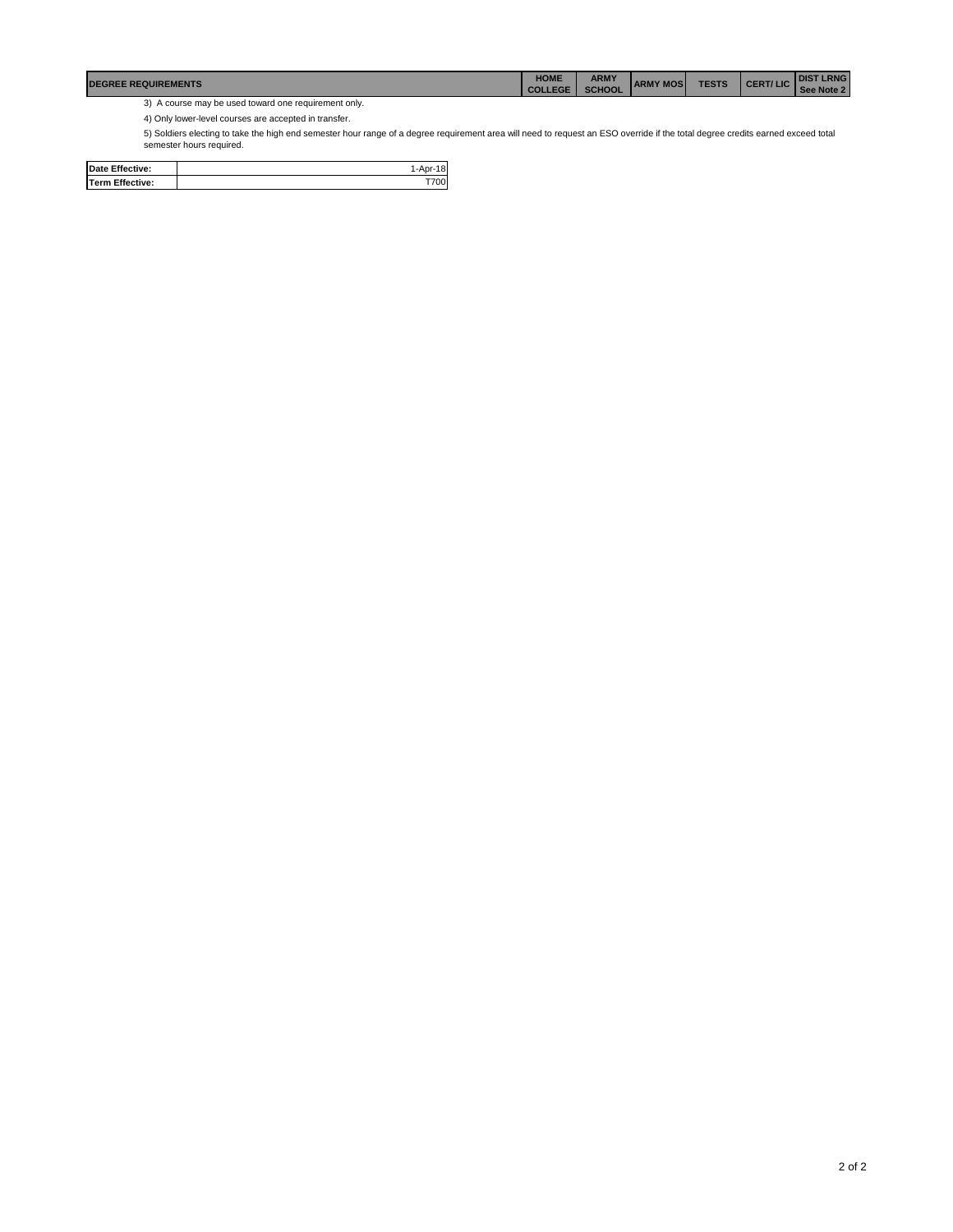| DEGREE REQUIREMENTS | HOME COLLEGE | ARMY SCHOOL | ARMY MOS | TESTS | CERT/ LIC | DIST LRNG See Note 2 |
|---|---|---|---|---|---|---|

3) A course may be used toward one requirement only.

4) Only lower-level courses are accepted in transfer.

5) Soldiers electing to take the high end semester hour range of a degree requirement area will need to request an ESO override if the total degree credits earned exceed total semester hours required.

| | |
|---|---|
| **Date Effective:** | 1-Apr-18 |
| **Term Effective:** | T700 |